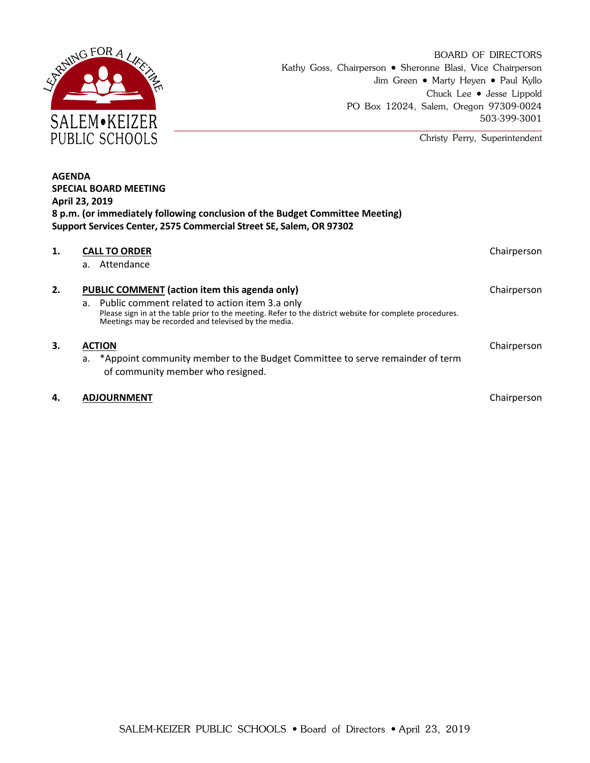SALEM•KEIZER PUBLIC SCHOOLS

LEARNING FOR A LIFETIME

BOARD OF DIRECTORS
Kathy Goss, Chairperson • Sheronne Blasi, Vice Chairperson
Jim Green • Marty Heyen • Paul Kyllo
Chuck Lee • Jesse Lippold
PO Box 12024, Salem, Oregon 97309-0024
503-399-3001

Christy Perry, Superintendent

**AGENDA**
**SPECIAL BOARD MEETING**
**April 23, 2019**
**8 p.m. (or immediately following conclusion of the Budget Committee Meeting)**
**Support Services Center, 2575 Commercial Street SE, Salem, OR 97302**

**1. CALL TO ORDER** — Chairperson

a. Attendance

**2. PUBLIC COMMENT (action item this agenda only)** — Chairperson

a. Public comment related to action item 3.a only
Please sign in at the table prior to the meeting. Refer to the district website for complete procedures. Meetings may be recorded and televised by the media.

**3. ACTION** — Chairperson

a. *Appoint community member to the Budget Committee to serve remainder of term of community member who resigned.

**4. ADJOURNMENT** — Chairperson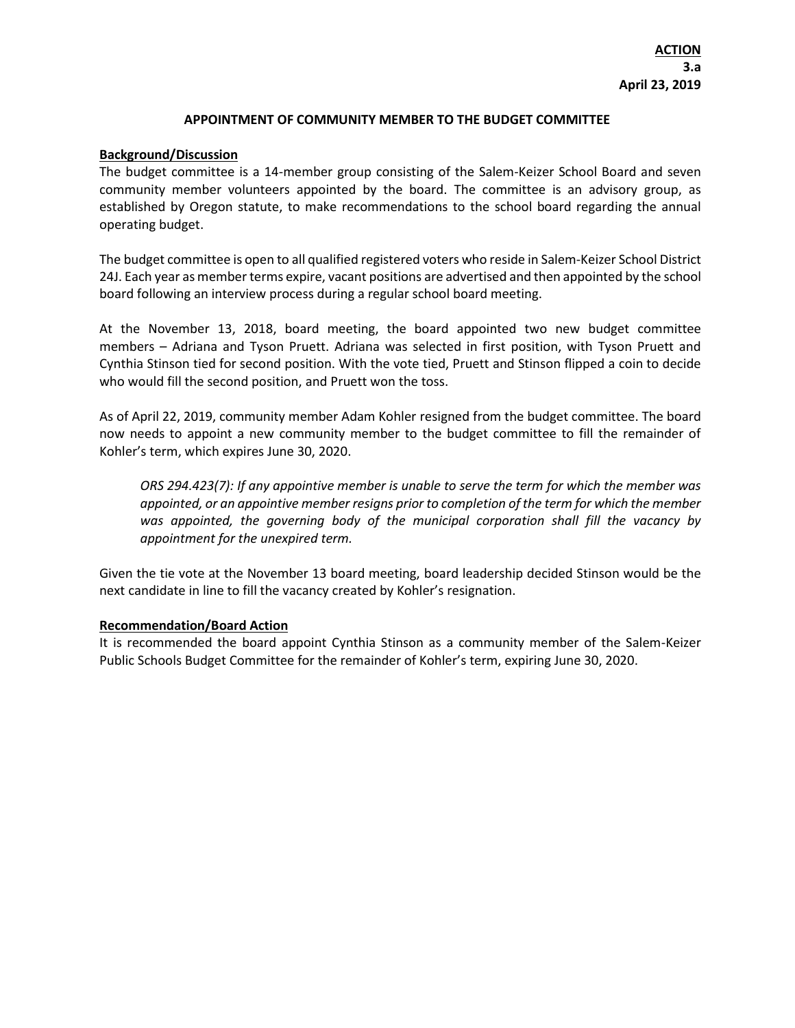**ACTION**
**3.a**
**April 23, 2019**

**APPOINTMENT OF COMMUNITY MEMBER TO THE BUDGET COMMITTEE**

**Background/Discussion**

The budget committee is a 14-member group consisting of the Salem-Keizer School Board and seven community member volunteers appointed by the board. The committee is an advisory group, as established by Oregon statute, to make recommendations to the school board regarding the annual operating budget.

The budget committee is open to all qualified registered voters who reside in Salem-Keizer School District 24J. Each year as member terms expire, vacant positions are advertised and then appointed by the school board following an interview process during a regular school board meeting.

At the November 13, 2018, board meeting, the board appointed two new budget committee members – Adriana and Tyson Pruett. Adriana was selected in first position, with Tyson Pruett and Cynthia Stinson tied for second position. With the vote tied, Pruett and Stinson flipped a coin to decide who would fill the second position, and Pruett won the toss.

As of April 22, 2019, community member Adam Kohler resigned from the budget committee. The board now needs to appoint a new community member to the budget committee to fill the remainder of Kohler's term, which expires June 30, 2020.

> *ORS 294.423(7): If any appointive member is unable to serve the term for which the member was appointed, or an appointive member resigns prior to completion of the term for which the member was appointed, the governing body of the municipal corporation shall fill the vacancy by appointment for the unexpired term.*

Given the tie vote at the November 13 board meeting, board leadership decided Stinson would be the next candidate in line to fill the vacancy created by Kohler's resignation.

**Recommendation/Board Action**

It is recommended the board appoint Cynthia Stinson as a community member of the Salem-Keizer Public Schools Budget Committee for the remainder of Kohler's term, expiring June 30, 2020.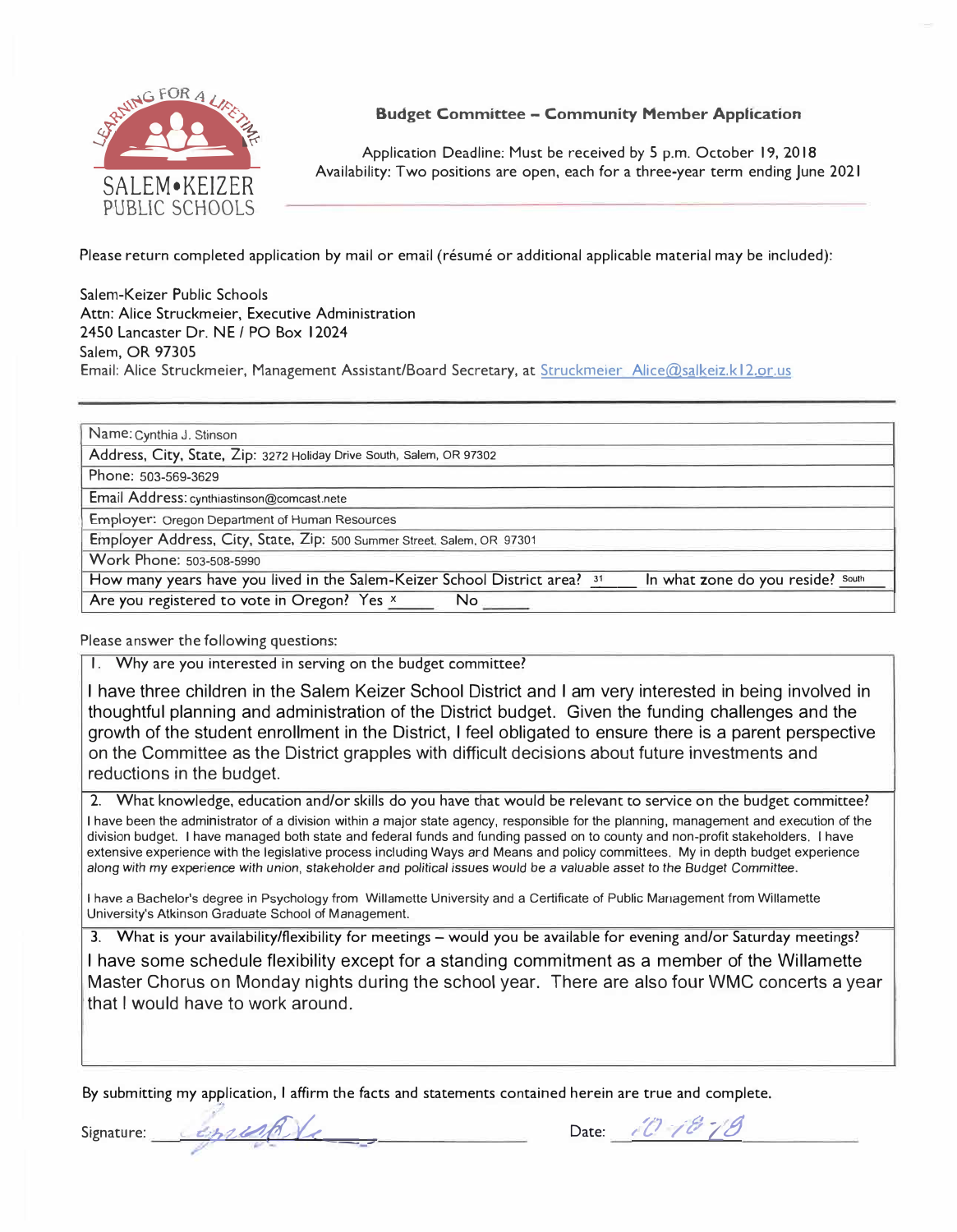SALEM•KEIZER PUBLIC SCHOOLS

LEARNING FOR A LIFETIME

## Budget Committee – Community Member Application

Application Deadline: Must be received by 5 p.m. October 19, 2018
Availability: Two positions are open, each for a three-year term ending June 2021

Please return completed application by mail or email (résumé or additional applicable material may be included):

Salem-Keizer Public Schools
Attn: Alice Struckmeier, Executive Administration
2450 Lancaster Dr. NE / PO Box 12024
Salem, OR 97305
Email: Alice Struckmeier, Management Assistant/Board Secretary, at Struckmeier_Alice@salkeiz.k12.or.us

| | |
|---|---|
| Name: Cynthia J. Stinson | |
| Address, City, State, Zip: 3272 Holiday Drive South, Salem, OR 97302 | |
| Phone: 503-569-3629 | |
| Email Address: cynthiastinson@comcast.nete | |
| Employer: Oregon Department of Human Resources | |
| Employer Address, City, State, Zip: 500 Summer Street. Salem, OR 97301 | |
| Work Phone: 503-508-5990 | |
| How many years have you lived in the Salem-Keizer School District area? 31 | In what zone do you reside? South |
| Are you registered to vote in Oregon? Yes x | No ____ |

Please answer the following questions:

1. Why are you interested in serving on the budget committee?

I have three children in the Salem Keizer School District and I am very interested in being involved in thoughtful planning and administration of the District budget. Given the funding challenges and the growth of the student enrollment in the District, I feel obligated to ensure there is a parent perspective on the Committee as the District grapples with difficult decisions about future investments and reductions in the budget.

2. What knowledge, education and/or skills do you have that would be relevant to service on the budget committee?

I have been the administrator of a division within a major state agency, responsible for the planning, management and execution of the division budget. I have managed both state and federal funds and funding passed on to county and non-profit stakeholders. I have extensive experience with the legislative process including Ways and Means and policy committees. My in depth budget experience along with my experience with union, stakeholder and political issues would be a valuable asset to the Budget Committee.

I have a Bachelor's degree in Psychology from Willamette University and a Certificate of Public Management from Willamette University's Atkinson Graduate School of Management.

3. What is your availability/flexibility for meetings – would you be available for evening and/or Saturday meetings?

I have some schedule flexibility except for a standing commitment as a member of the Willamette Master Chorus on Monday nights during the school year. There are also four WMC concerts a year that I would have to work around.

By submitting my application, I affirm the facts and statements contained herein are true and complete.

Signature: [signature]

Date: 10-18-18